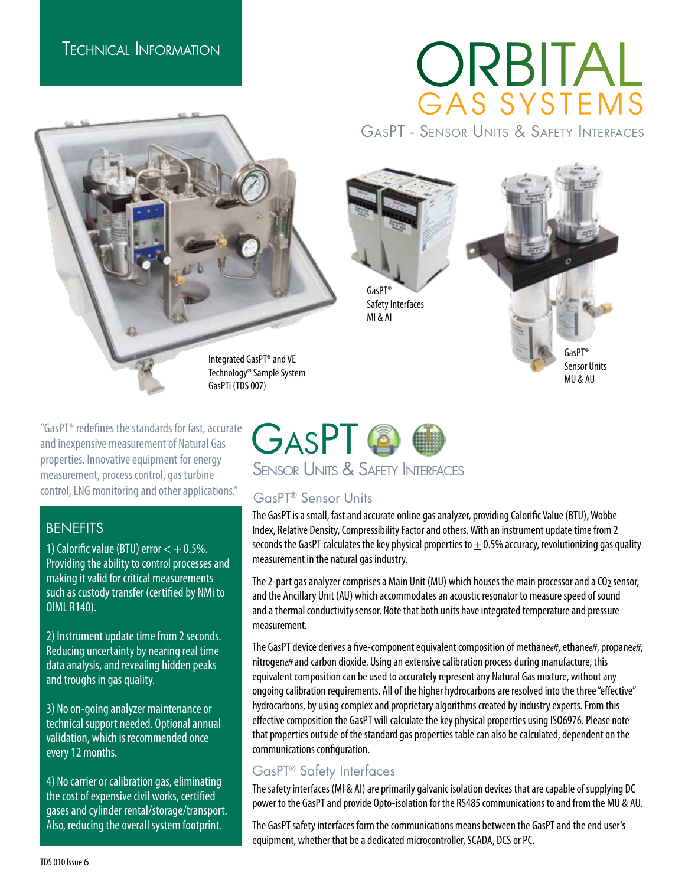Technical Information

# ORBITAL GAS SYSTEMS

## GasPT - Sensor Units & Safety Interfaces

GasPT® Safety Interfaces MI & AI

GasPT® Sensor Units MU & AU

Integrated GasPT® and VE Technology® Sample System GasPTi (TDS 007)

"GasPT® redefines the standards for fast, accurate and inexpensive measurement of Natural Gas properties. Innovative equipment for energy measurement, process control, gas turbine control, LNG monitoring and other applications."

## BENEFITS

1) Calorific value (BTU) error < $\pm$ 0.5%. Providing the ability to control processes and making it valid for critical measurements such as custody transfer (certified by NMi to OIML R140).

2) Instrument update time from 2 seconds. Reducing uncertainty by nearing real time data analysis, and revealing hidden peaks and troughs in gas quality.

3) No on-going analyzer maintenance or technical support needed. Optional annual validation, which is recommended once every 12 months.

4) No carrier or calibration gas, eliminating the cost of expensive civil works, certified gases and cylinder rental/storage/transport. Also, reducing the overall system footprint.

# GasPT

## Sensor Units & Safety Interfaces

### GasPT® Sensor Units

The GasPT is a small, fast and accurate online gas analyzer, providing Calorific Value (BTU), Wobbe Index, Relative Density, Compressibility Factor and others. With an instrument update time from 2 seconds the GasPT calculates the key physical properties to $\pm$ 0.5% accuracy, revolutionizing gas quality measurement in the natural gas industry.

The 2-part gas analyzer comprises a Main Unit (MU) which houses the main processor and a $CO_2$ sensor, and the Ancillary Unit (AU) which accommodates an acoustic resonator to measure speed of sound and a thermal conductivity sensor. Note that both units have integrated temperature and pressure measurement.

The GasPT device derives a five-component equivalent composition of methane*eff*, ethane*eff*, propane*eff*, nitrogen*eff* and carbon dioxide. Using an extensive calibration process during manufacture, this equivalent composition can be used to accurately represent any Natural Gas mixture, without any ongoing calibration requirements. All of the higher hydrocarbons are resolved into the three "effective" hydrocarbons, by using complex and proprietary algorithms created by industry experts. From this effective composition the GasPT will calculate the key physical properties using ISO6976. Please note that properties outside of the standard gas properties table can also be calculated, dependent on the communications configuration.

### GasPT® Safety Interfaces

The safety interfaces (MI & AI) are primarily galvanic isolation devices that are capable of supplying DC power to the GasPT and provide Opto-isolation for the RS485 communications to and from the MU & AU.

The GasPT safety interfaces form the communications means between the GasPT and the end user's equipment, whether that be a dedicated microcontroller, SCADA, DCS or PC.

TDS 010 Issue 6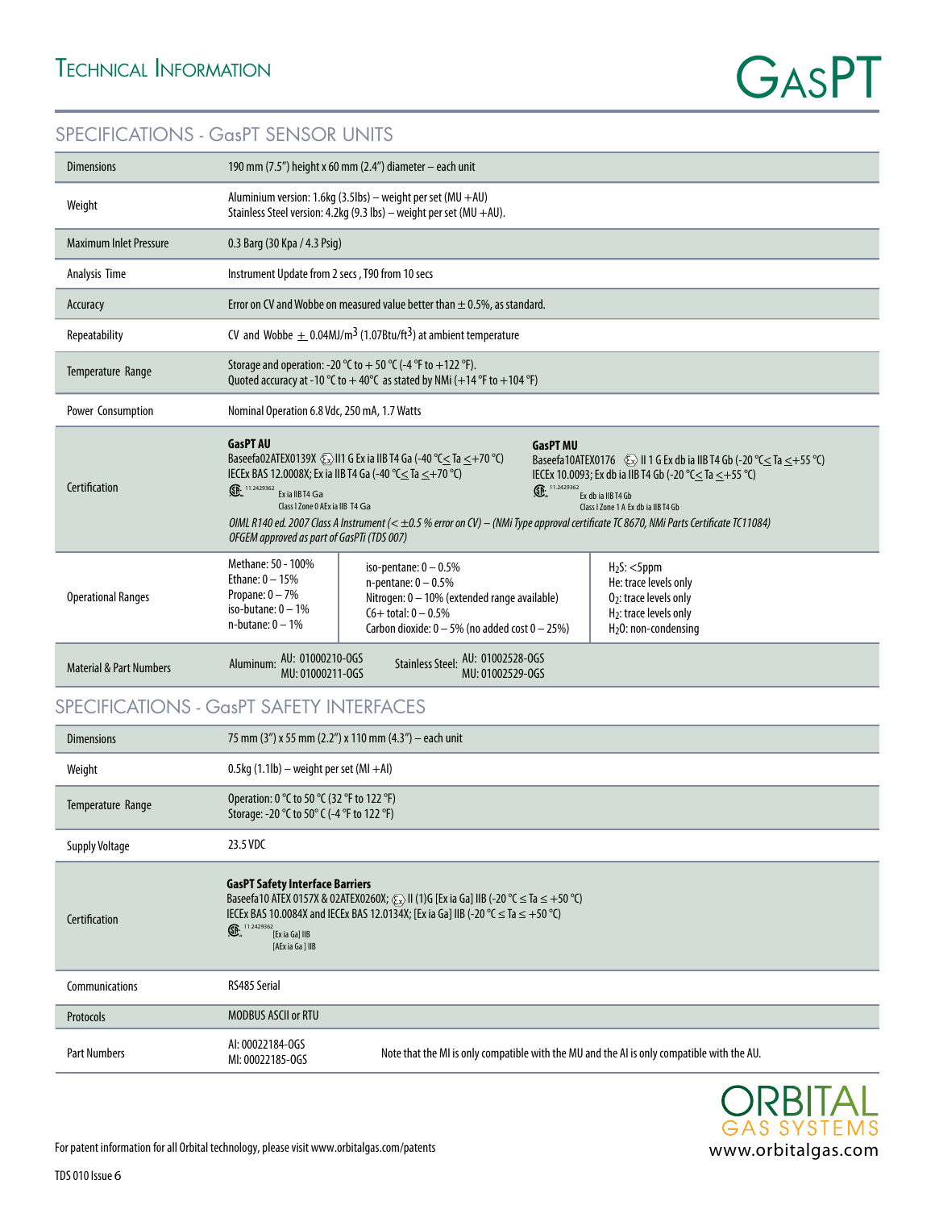# Technical Information

GasPT

## SPECIFICATIONS - GasPT SENSOR UNITS

| | |
|---|---|
| Dimensions | 190 mm (7.5") height x 60 mm (2.4") diameter – each unit |
| Weight | Aluminium version: 1.6kg (3.5lbs) – weight per set (MU +AU)<br>Stainless Steel version: 4.2kg (9.3 lbs) – weight per set (MU +AU). |
| Maximum Inlet Pressure | 0.3 Barg (30 Kpa / 4.3 Psig) |
| Analysis Time | Instrument Update from 2 secs , T90 from 10 secs |
| Accuracy | Error on CV and Wobbe on measured value better than ± 0.5%, as standard. |
| Repeatability | CV and Wobbe ± 0.04MJ/m$^3$ (1.07Btu/ft$^3$) at ambient temperature |
| Temperature Range | Storage and operation: -20 °C to + 50 °C (-4 °F to +122 °F).<br>Quoted accuracy at -10 °C to + 40°C as stated by NMi (+14 °F to +104 °F) |
| Power Consumption | Nominal Operation 6.8 Vdc, 250 mA, 1.7 Watts |
| Certification | **GasPT AU**<br>Baseefa02ATEX0139X ⟨Ex⟩ II1 G Ex ia IIB T4 Ga (-40 °C≤ Ta ≤+70 °C)<br>IECEx BAS 12.0008X; Ex ia IIB T4 Ga (-40 °C≤ Ta ≤+70 °C)<br>CSA 11.2429362 Ex ia IIB T4 Ga<br>Class I Zone 0 AEx ia IIB T4 Ga<br>**GasPT MU**<br>Baseefa10ATEX0176 ⟨Ex⟩ II 1 G Ex db ia IIB T4 Gb (-20 °C≤ Ta ≤+55 °C)<br>IECEx 10.0093; Ex db ia IIB T4 Gb (-20 °C≤ Ta ≤+55 °C)<br>CSA 11.2429362 Ex db ia IIB T4 Gb<br>Class I Zone 1 A Ex db ia IIB T4 Gb<br>*OIML R140 ed. 2007 Class A Instrument (< ±0.5 % error on CV) – (NMi Type approval certificate TC 8670, NMi Parts Certificate TC11084)*<br>*OFGEM approved as part of GasPTi (TDS 007)* |
| Operational Ranges | Methane: 50 - 100%<br>Ethane: 0 – 15%<br>Propane: 0 – 7%<br>iso-butane: 0 – 1%<br>n-butane: 0 – 1%<br><br>iso-pentane: 0 – 0.5%<br>n-pentane: 0 – 0.5%<br>Nitrogen: 0 – 10% (extended range available)<br>C6+ total: 0 – 0.5%<br>Carbon dioxide: 0 – 5% (no added cost 0 – 25%)<br><br>$H_2S$: <5ppm<br>He: trace levels only<br>$O_2$: trace levels only<br>$H_2$: trace levels only<br>$H_2O$: non-condensing |
| Material & Part Numbers | Aluminum: AU: 01000210-OGS, MU: 01000211-OGS<br>Stainless Steel: AU: 01002528-OGS, MU: 01002529-OGS |

## SPECIFICATIONS - GasPT SAFETY INTERFACES

| | |
|---|---|
| Dimensions | 75 mm (3") x 55 mm (2.2") x 110 mm (4.3") – each unit |
| Weight | 0.5kg (1.1lb) – weight per set (MI +AI) |
| Temperature Range | Operation: 0 °C to 50 °C (32 °F to 122 °F)<br>Storage: -20 °C to 50° C (-4 °F to 122 °F) |
| Supply Voltage | 23.5 VDC |
| Certification | **GasPT Safety Interface Barriers**<br>Baseefa10 ATEX 0157X & 02ATEX0260X; ⟨Ex⟩ II (1)G [Ex ia Ga] IIB (-20 °C ≤ Ta ≤ +50 °C)<br>IECEx BAS 10.0084X and IECEx BAS 12.0134X; [Ex ia Ga] IIB (-20 °C ≤ Ta ≤ +50 °C)<br>CSA 11.2429362 [Ex ia Ga] IIB<br>[AEx ia Ga ] IIB |
| Communications | RS485 Serial |
| Protocols | MODBUS ASCII or RTU |
| Part Numbers | AI: 00022184-OGS<br>MI: 00022185-OGS<br>Note that the MI is only compatible with the MU and the AI is only compatible with the AU. |

ORBITAL GAS SYSTEMS
www.orbitalgas.com

For patent information for all Orbital technology, please visit www.orbitalgas.com/patents

TDS 010 Issue 6